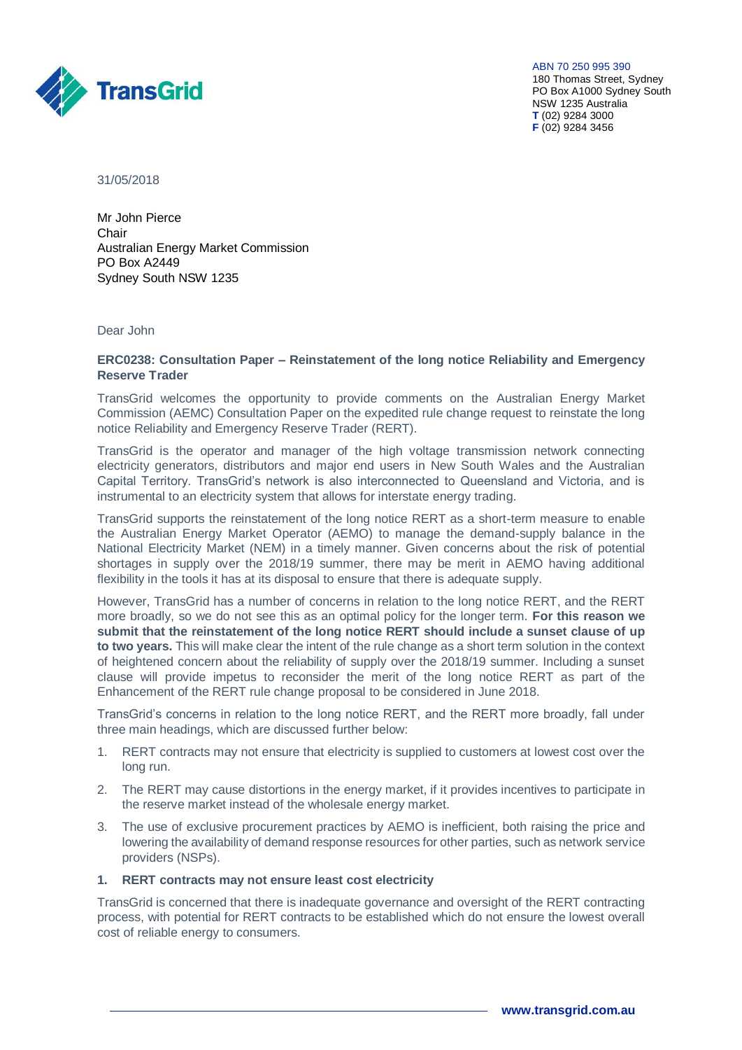TransGrid

ABN 70 250 995 390
180 Thomas Street, Sydney
PO Box A1000 Sydney South
NSW 1235 Australia
**T** (02) 9284 3000
**F** (02) 9284 3456

31/05/2018

Mr John Pierce
Chair
Australian Energy Market Commission
PO Box A2449
Sydney South NSW 1235

Dear John

**ERC0238: Consultation Paper – Reinstatement of the long notice Reliability and Emergency Reserve Trader**

TransGrid welcomes the opportunity to provide comments on the Australian Energy Market Commission (AEMC) Consultation Paper on the expedited rule change request to reinstate the long notice Reliability and Emergency Reserve Trader (RERT).

TransGrid is the operator and manager of the high voltage transmission network connecting electricity generators, distributors and major end users in New South Wales and the Australian Capital Territory. TransGrid's network is also interconnected to Queensland and Victoria, and is instrumental to an electricity system that allows for interstate energy trading.

TransGrid supports the reinstatement of the long notice RERT as a short-term measure to enable the Australian Energy Market Operator (AEMO) to manage the demand-supply balance in the National Electricity Market (NEM) in a timely manner. Given concerns about the risk of potential shortages in supply over the 2018/19 summer, there may be merit in AEMO having additional flexibility in the tools it has at its disposal to ensure that there is adequate supply.

However, TransGrid has a number of concerns in relation to the long notice RERT, and the RERT more broadly, so we do not see this as an optimal policy for the longer term. **For this reason we submit that the reinstatement of the long notice RERT should include a sunset clause of up to two years.** This will make clear the intent of the rule change as a short term solution in the context of heightened concern about the reliability of supply over the 2018/19 summer. Including a sunset clause will provide impetus to reconsider the merit of the long notice RERT as part of the Enhancement of the RERT rule change proposal to be considered in June 2018.

TransGrid's concerns in relation to the long notice RERT, and the RERT more broadly, fall under three main headings, which are discussed further below:

1. RERT contracts may not ensure that electricity is supplied to customers at lowest cost over the long run.
2. The RERT may cause distortions in the energy market, if it provides incentives to participate in the reserve market instead of the wholesale energy market.
3. The use of exclusive procurement practices by AEMO is inefficient, both raising the price and lowering the availability of demand response resources for other parties, such as network service providers (NSPs).

**1. RERT contracts may not ensure least cost electricity**

TransGrid is concerned that there is inadequate governance and oversight of the RERT contracting process, with potential for RERT contracts to be established which do not ensure the lowest overall cost of reliable energy to consumers.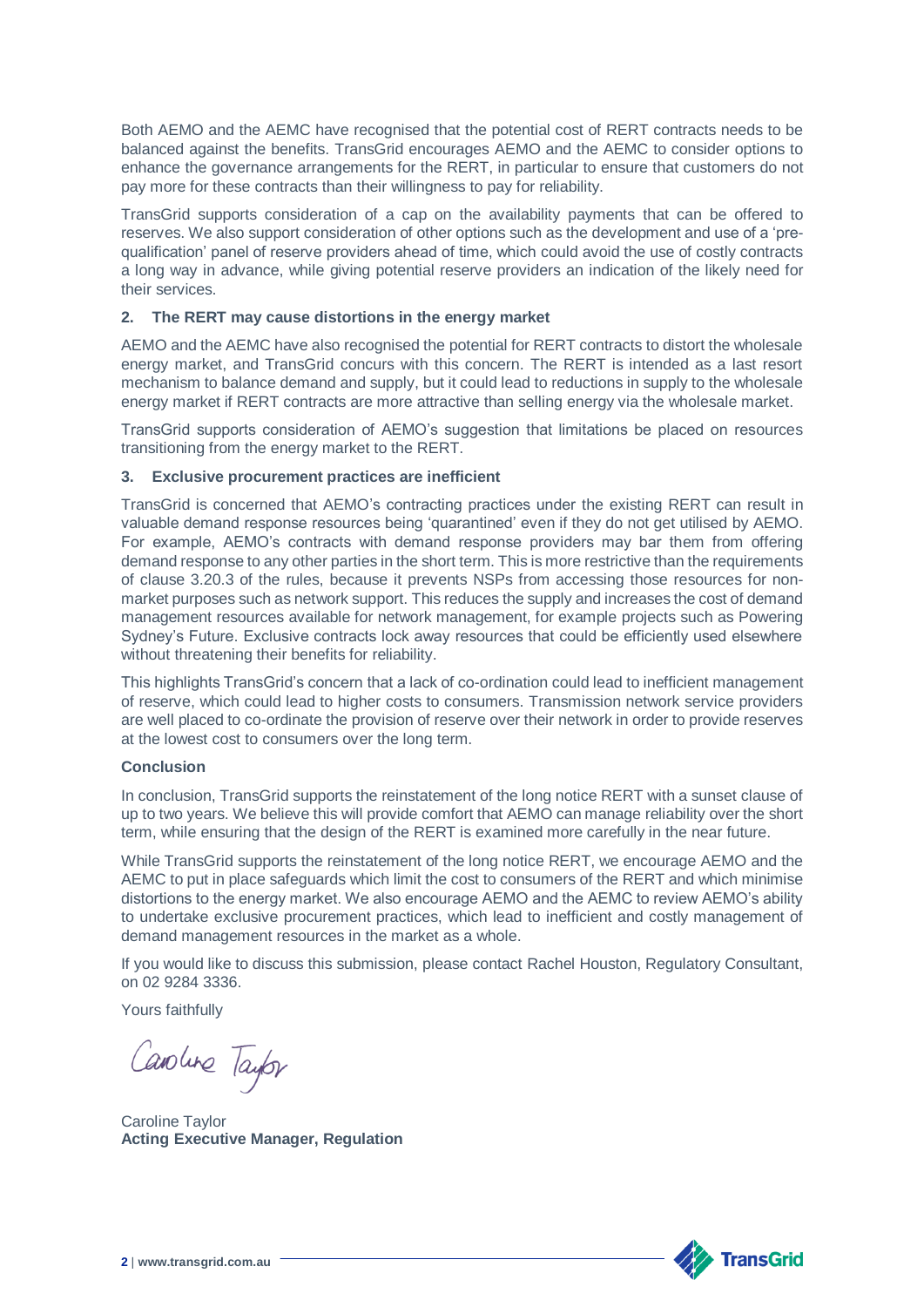Both AEMO and the AEMC have recognised that the potential cost of RERT contracts needs to be balanced against the benefits. TransGrid encourages AEMO and the AEMC to consider options to enhance the governance arrangements for the RERT, in particular to ensure that customers do not pay more for these contracts than their willingness to pay for reliability.

TransGrid supports consideration of a cap on the availability payments that can be offered to reserves. We also support consideration of other options such as the development and use of a 'pre-qualification' panel of reserve providers ahead of time, which could avoid the use of costly contracts a long way in advance, while giving potential reserve providers an indication of the likely need for their services.

**2. The RERT may cause distortions in the energy market**

AEMO and the AEMC have also recognised the potential for RERT contracts to distort the wholesale energy market, and TransGrid concurs with this concern. The RERT is intended as a last resort mechanism to balance demand and supply, but it could lead to reductions in supply to the wholesale energy market if RERT contracts are more attractive than selling energy via the wholesale market.

TransGrid supports consideration of AEMO's suggestion that limitations be placed on resources transitioning from the energy market to the RERT.

**3. Exclusive procurement practices are inefficient**

TransGrid is concerned that AEMO's contracting practices under the existing RERT can result in valuable demand response resources being 'quarantined' even if they do not get utilised by AEMO. For example, AEMO's contracts with demand response providers may bar them from offering demand response to any other parties in the short term. This is more restrictive than the requirements of clause 3.20.3 of the rules, because it prevents NSPs from accessing those resources for non-market purposes such as network support. This reduces the supply and increases the cost of demand management resources available for network management, for example projects such as Powering Sydney's Future. Exclusive contracts lock away resources that could be efficiently used elsewhere without threatening their benefits for reliability.

This highlights TransGrid's concern that a lack of co-ordination could lead to inefficient management of reserve, which could lead to higher costs to consumers. Transmission network service providers are well placed to co-ordinate the provision of reserve over their network in order to provide reserves at the lowest cost to consumers over the long term.

**Conclusion**

In conclusion, TransGrid supports the reinstatement of the long notice RERT with a sunset clause of up to two years. We believe this will provide comfort that AEMO can manage reliability over the short term, while ensuring that the design of the RERT is examined more carefully in the near future.

While TransGrid supports the reinstatement of the long notice RERT, we encourage AEMO and the AEMC to put in place safeguards which limit the cost to consumers of the RERT and which minimise distortions to the energy market. We also encourage AEMO and the AEMC to review AEMO's ability to undertake exclusive procurement practices, which lead to inefficient and costly management of demand management resources in the market as a whole.

If you would like to discuss this submission, please contact Rachel Houston, Regulatory Consultant, on 02 9284 3336.

Yours faithfully

Caroline Taylor

Caroline Taylor
**Acting Executive Manager, Regulation**